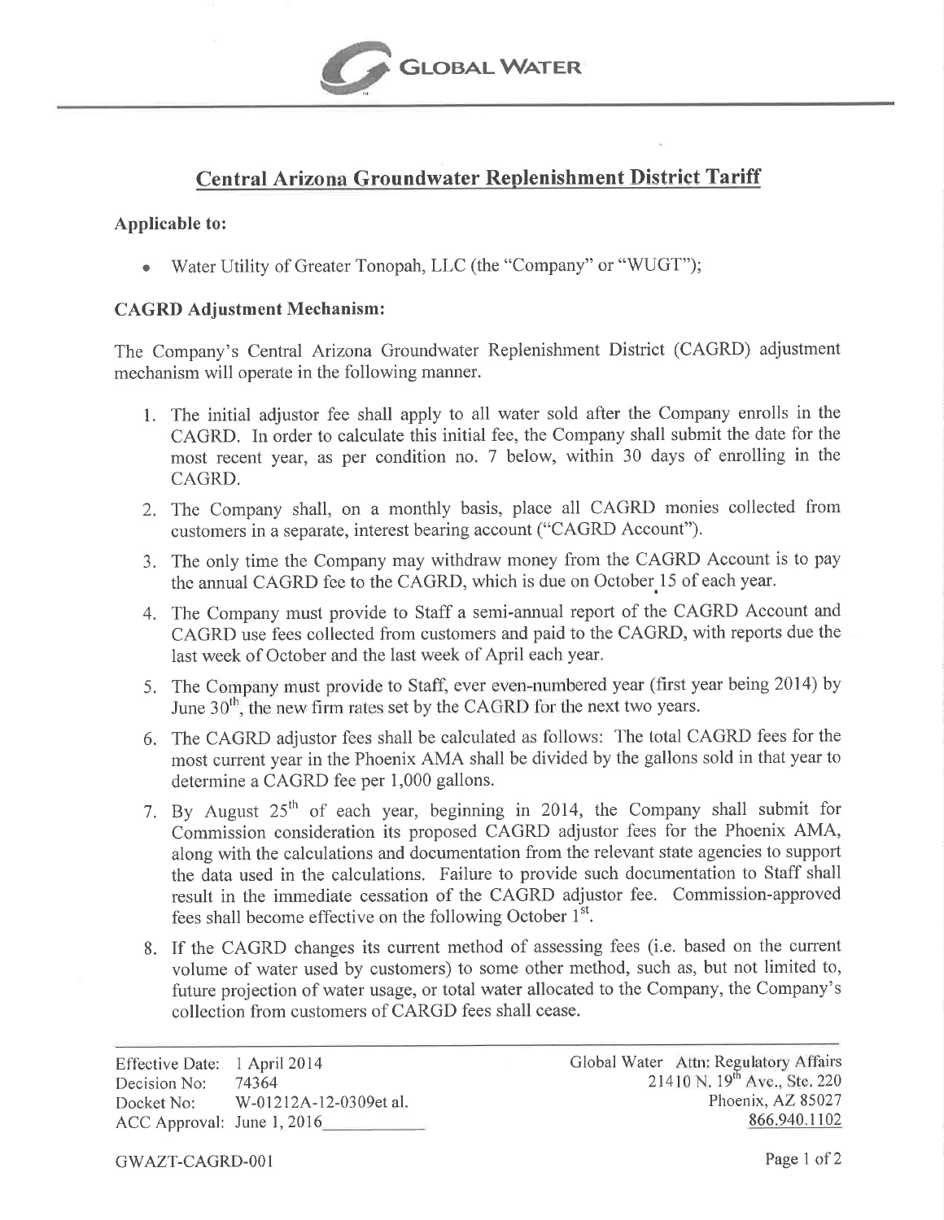GLOBAL WATER

# Central Arizona Groundwater Replenishment District Tariff

**Applicable to:**

- Water Utility of Greater Tonopah, LLC (the "Company" or "WUGT");

**CAGRD Adjustment Mechanism:**

The Company's Central Arizona Groundwater Replenishment District (CAGRD) adjustment mechanism will operate in the following manner.

1. The initial adjustor fee shall apply to all water sold after the Company enrolls in the CAGRD. In order to calculate this initial fee, the Company shall submit the date for the most recent year, as per condition no. 7 below, within 30 days of enrolling in the CAGRD.
2. The Company shall, on a monthly basis, place all CAGRD monies collected from customers in a separate, interest bearing account ("CAGRD Account").
3. The only time the Company may withdraw money from the CAGRD Account is to pay the annual CAGRD fee to the CAGRD, which is due on October 15 of each year.
4. The Company must provide to Staff a semi-annual report of the CAGRD Account and CAGRD use fees collected from customers and paid to the CAGRD, with reports due the last week of October and the last week of April each year.
5. The Company must provide to Staff, ever even-numbered year (first year being 2014) by June 30th, the new firm rates set by the CAGRD for the next two years.
6. The CAGRD adjustor fees shall be calculated as follows: The total CAGRD fees for the most current year in the Phoenix AMA shall be divided by the gallons sold in that year to determine a CAGRD fee per 1,000 gallons.
7. By August 25th of each year, beginning in 2014, the Company shall submit for Commission consideration its proposed CAGRD adjustor fees for the Phoenix AMA, along with the calculations and documentation from the relevant state agencies to support the data used in the calculations. Failure to provide such documentation to Staff shall result in the immediate cessation of the CAGRD adjustor fee. Commission-approved fees shall become effective on the following October 1st.
8. If the CAGRD changes its current method of assessing fees (i.e. based on the current volume of water used by customers) to some other method, such as, but not limited to, future projection of water usage, or total water allocated to the Company, the Company's collection from customers of CARGD fees shall cease.

Effective Date: 1 April 2014
Decision No: 74364
Docket No: W-01212A-12-0309et al.
ACC Approval: June 1, 2016

Global Water Attn: Regulatory Affairs
21410 N. 19th Ave., Ste. 220
Phoenix, AZ 85027
866.940.1102

GWAZT-CAGRD-001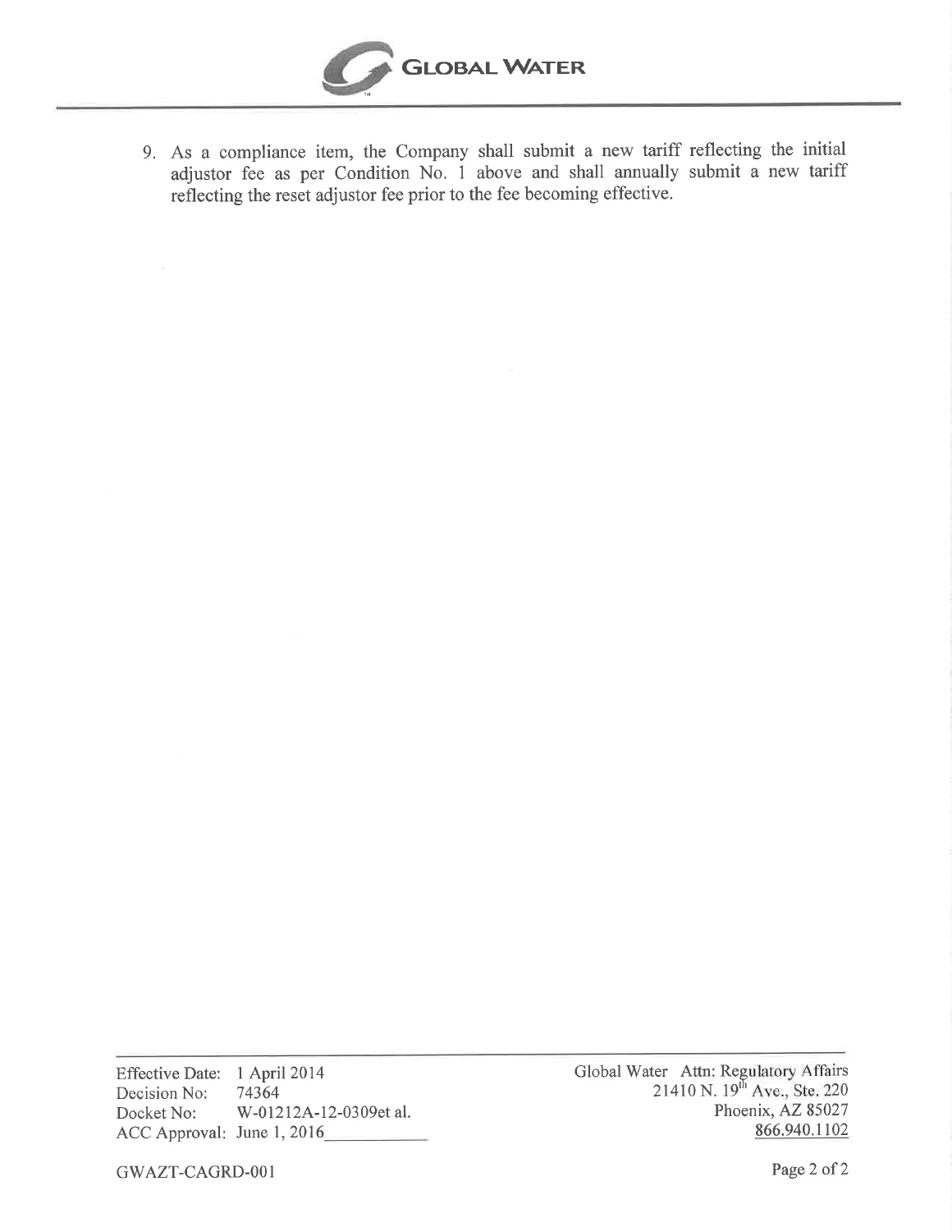9. As a compliance item, the Company shall submit a new tariff reflecting the initial adjustor fee as per Condition No. 1 above and shall annually submit a new tariff reflecting the reset adjustor fee prior to the fee becoming effective.

Effective Date: 1 April 2014
Decision No: 74364
Docket No: W-01212A-12-0309et al.
ACC Approval: June 1, 2016

Global Water Attn: Regulatory Affairs
21410 N. 19th Ave., Ste. 220
Phoenix, AZ 85027
866.940.1102

GWAZT-CAGRD-001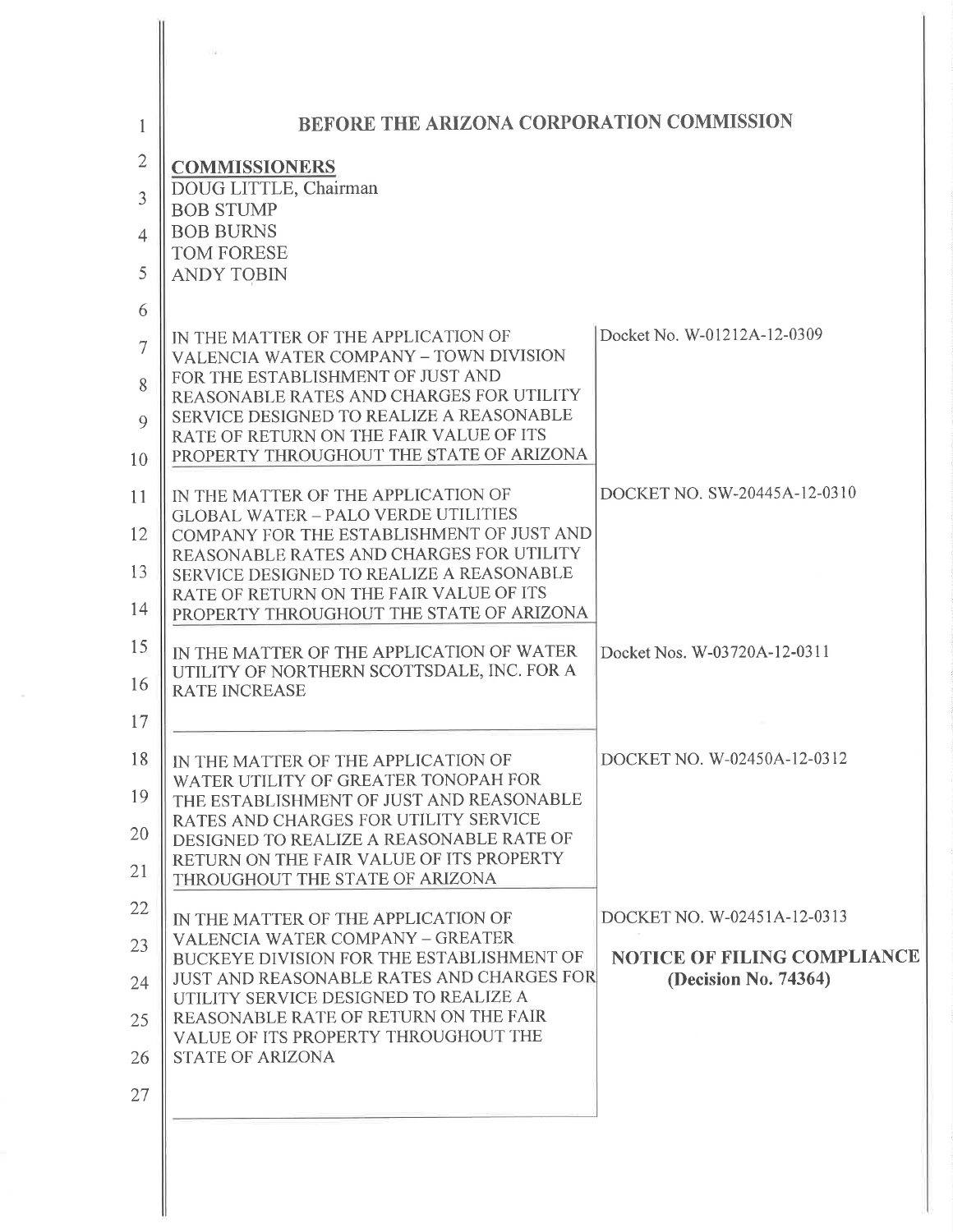# BEFORE THE ARIZONA CORPORATION COMMISSION

**COMMISSIONERS**
DOUG LITTLE, Chairman
BOB STUMP
BOB BURNS
TOM FORESE
ANDY TOBIN

| | |
|---|---|
| IN THE MATTER OF THE APPLICATION OF VALENCIA WATER COMPANY – TOWN DIVISION FOR THE ESTABLISHMENT OF JUST AND REASONABLE RATES AND CHARGES FOR UTILITY SERVICE DESIGNED TO REALIZE A REASONABLE RATE OF RETURN ON THE FAIR VALUE OF ITS PROPERTY THROUGHOUT THE STATE OF ARIZONA | Docket No. W-01212A-12-0309 |
| IN THE MATTER OF THE APPLICATION OF GLOBAL WATER – PALO VERDE UTILITIES COMPANY FOR THE ESTABLISHMENT OF JUST AND REASONABLE RATES AND CHARGES FOR UTILITY SERVICE DESIGNED TO REALIZE A REASONABLE RATE OF RETURN ON THE FAIR VALUE OF ITS PROPERTY THROUGHOUT THE STATE OF ARIZONA | DOCKET NO. SW-20445A-12-0310 |
| IN THE MATTER OF THE APPLICATION OF WATER UTILITY OF NORTHERN SCOTTSDALE, INC. FOR A RATE INCREASE | Docket Nos. W-03720A-12-0311 |
| IN THE MATTER OF THE APPLICATION OF WATER UTILITY OF GREATER TONOPAH FOR THE ESTABLISHMENT OF JUST AND REASONABLE RATES AND CHARGES FOR UTILITY SERVICE DESIGNED TO REALIZE A REASONABLE RATE OF RETURN ON THE FAIR VALUE OF ITS PROPERTY THROUGHOUT THE STATE OF ARIZONA | DOCKET NO. W-02450A-12-0312 |
| IN THE MATTER OF THE APPLICATION OF VALENCIA WATER COMPANY – GREATER BUCKEYE DIVISION FOR THE ESTABLISHMENT OF JUST AND REASONABLE RATES AND CHARGES FOR UTILITY SERVICE DESIGNED TO REALIZE A REASONABLE RATE OF RETURN ON THE FAIR VALUE OF ITS PROPERTY THROUGHOUT THE STATE OF ARIZONA | DOCKET NO. W-02451A-12-0313<br><br>**NOTICE OF FILING COMPLIANCE (Decision No. 74364)** |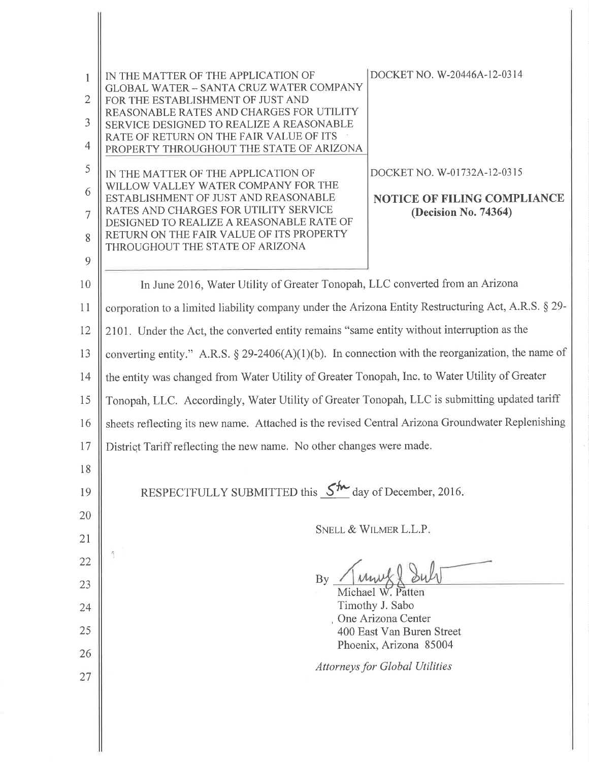| IN THE MATTER OF THE APPLICATION OF GLOBAL WATER – SANTA CRUZ WATER COMPANY FOR THE ESTABLISHMENT OF JUST AND REASONABLE RATES AND CHARGES FOR UTILITY SERVICE DESIGNED TO REALIZE A REASONABLE RATE OF RETURN ON THE FAIR VALUE OF ITS PROPERTY THROUGHOUT THE STATE OF ARIZONA | DOCKET NO. W-20446A-12-0314 |
|---|---|
| IN THE MATTER OF THE APPLICATION OF WILLOW VALLEY WATER COMPANY FOR THE ESTABLISHMENT OF JUST AND REASONABLE RATES AND CHARGES FOR UTILITY SERVICE DESIGNED TO REALIZE A REASONABLE RATE OF RETURN ON THE FAIR VALUE OF ITS PROPERTY THROUGHOUT THE STATE OF ARIZONA | DOCKET NO. W-01732A-12-0315<br><br>**NOTICE OF FILING COMPLIANCE (Decision No. 74364)** |

In June 2016, Water Utility of Greater Tonopah, LLC converted from an Arizona corporation to a limited liability company under the Arizona Entity Restructuring Act, A.R.S. § 29-2101. Under the Act, the converted entity remains "same entity without interruption as the converting entity." A.R.S. § 29-2406(A)(1)(b). In connection with the reorganization, the name of the entity was changed from Water Utility of Greater Tonopah, Inc. to Water Utility of Greater Tonopah, LLC. Accordingly, Water Utility of Greater Tonopah, LLC is submitting updated tariff sheets reflecting its new name. Attached is the revised Central Arizona Groundwater Replenishing District Tariff reflecting the new name. No other changes were made.

RESPECTFULLY SUBMITTED this 5th day of December, 2016.

SNELL & WILMER L.L.P.

By ______________________
Michael W. Patten
Timothy J. Sabo
One Arizona Center
400 East Van Buren Street
Phoenix, Arizona 85004

*Attorneys for Global Utilities*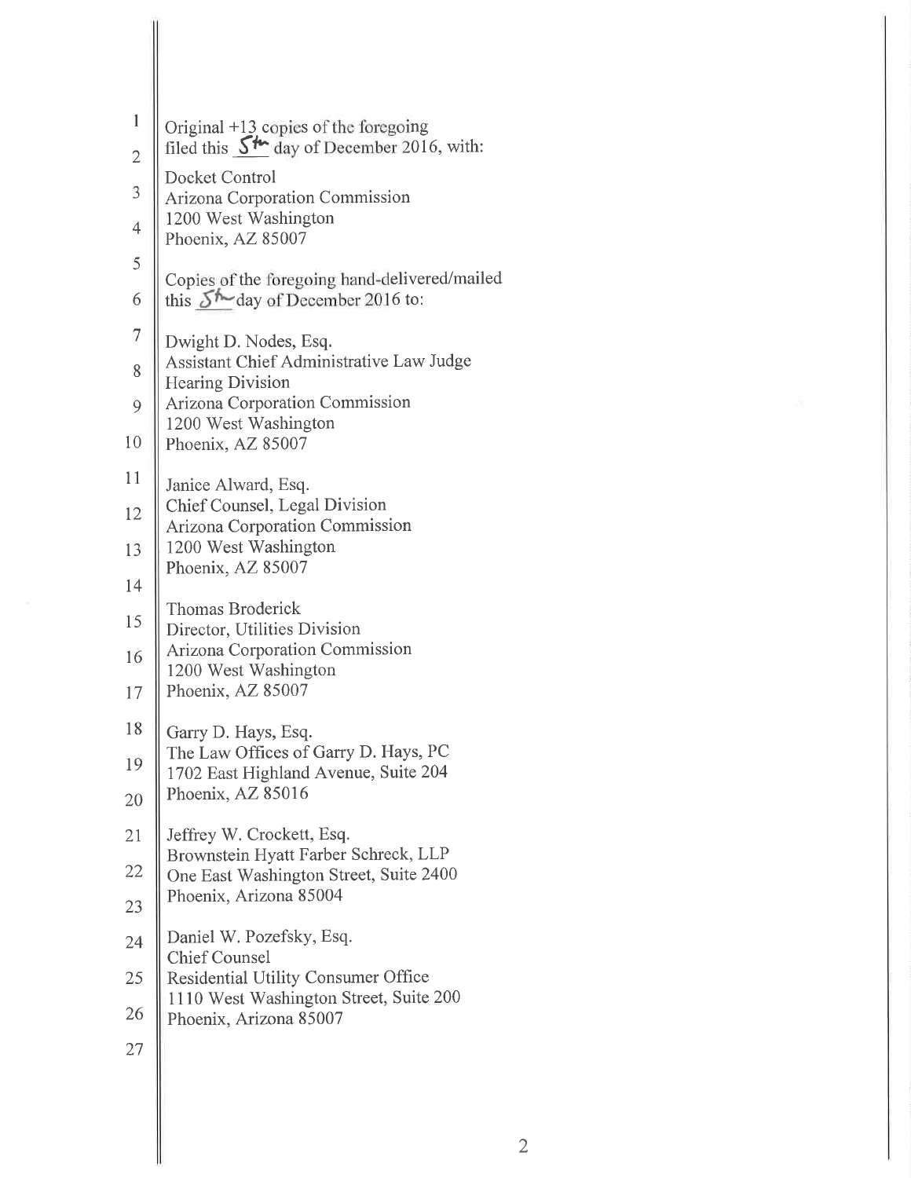Original +13 copies of the foregoing
filed this 5th day of December 2016, with:

Docket Control
Arizona Corporation Commission
1200 West Washington
Phoenix, AZ 85007

Copies of the foregoing hand-delivered/mailed
this 5th day of December 2016 to:

Dwight D. Nodes, Esq.
Assistant Chief Administrative Law Judge
Hearing Division
Arizona Corporation Commission
1200 West Washington
Phoenix, AZ 85007

Janice Alward, Esq.
Chief Counsel, Legal Division
Arizona Corporation Commission
1200 West Washington
Phoenix, AZ 85007

Thomas Broderick
Director, Utilities Division
Arizona Corporation Commission
1200 West Washington
Phoenix, AZ 85007

Garry D. Hays, Esq.
The Law Offices of Garry D. Hays, PC
1702 East Highland Avenue, Suite 204
Phoenix, AZ 85016

Jeffrey W. Crockett, Esq.
Brownstein Hyatt Farber Schreck, LLP
One East Washington Street, Suite 2400
Phoenix, Arizona 85004

Daniel W. Pozefsky, Esq.
Chief Counsel
Residential Utility Consumer Office
1110 West Washington Street, Suite 200
Phoenix, Arizona 85007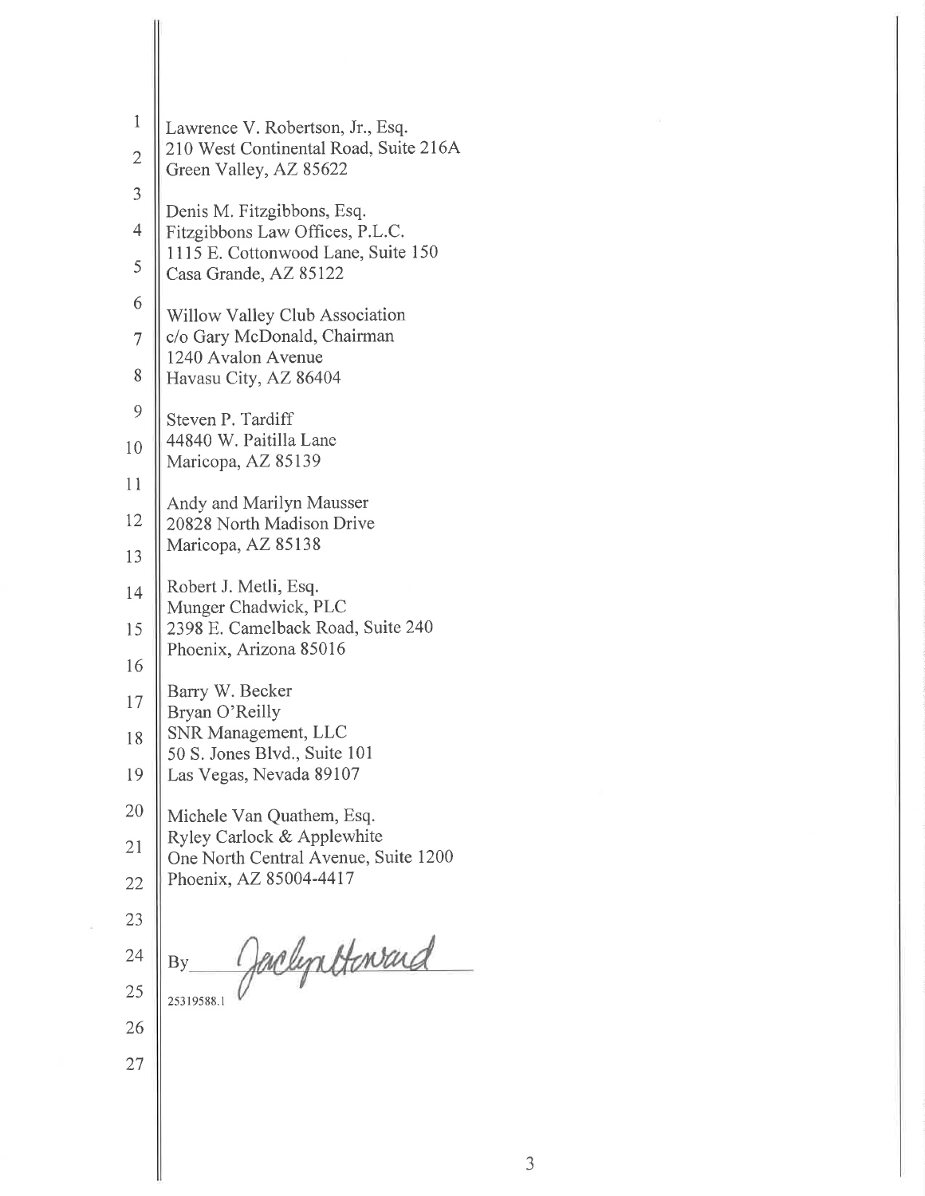Lawrence V. Robertson, Jr., Esq.
210 West Continental Road, Suite 216A
Green Valley, AZ 85622

Denis M. Fitzgibbons, Esq.
Fitzgibbons Law Offices, P.L.C.
1115 E. Cottonwood Lane, Suite 150
Casa Grande, AZ 85122

Willow Valley Club Association
c/o Gary McDonald, Chairman
1240 Avalon Avenue
Havasu City, AZ 86404

Steven P. Tardiff
44840 W. Paitilla Lane
Maricopa, AZ 85139

Andy and Marilyn Mausser
20828 North Madison Drive
Maricopa, AZ 85138

Robert J. Metli, Esq.
Munger Chadwick, PLC
2398 E. Camelback Road, Suite 240
Phoenix, Arizona 85016

Barry W. Becker
Bryan O'Reilly
SNR Management, LLC
50 S. Jones Blvd., Suite 101
Las Vegas, Nevada 89107

Michele Van Quathem, Esq.
Ryley Carlock & Applewhite
One North Central Avenue, Suite 1200
Phoenix, AZ 85004-4417

By Jaclyn Howard

25319588.1